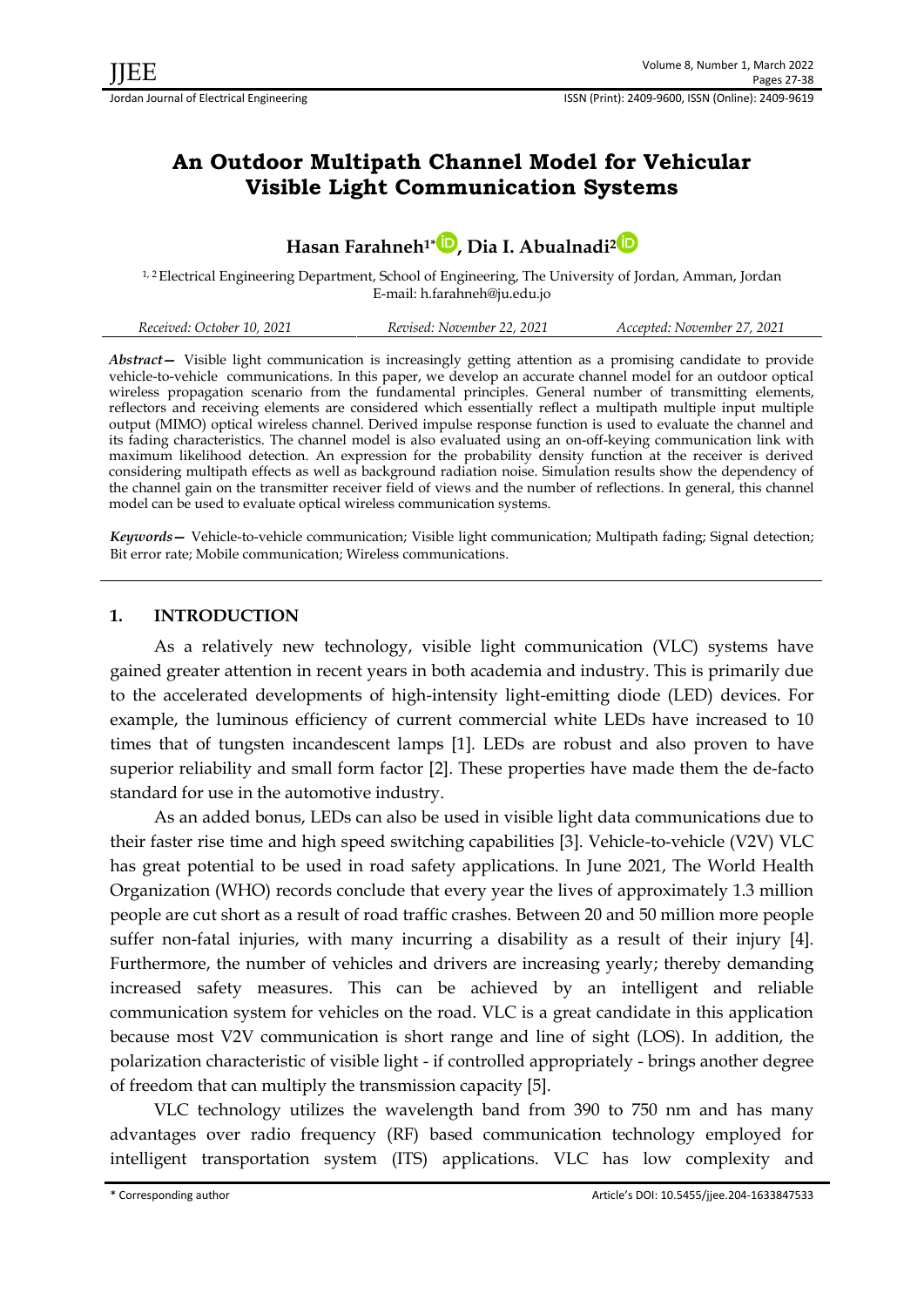# An Outdoor Multipath Channel Model for Vehicular Visible Light Communication Systems

**Hasan Farahneh[1*], Dia I. Abualnadi[2]**

[1, 2] Electrical Engineering Department, School of Engineering, The University of Jordan, Amman, Jordan
E-mail: h.farahneh@ju.edu.jo

*Received: October 10, 2021* | *Revised: November 22, 2021* | *Accepted: November 27, 2021*

***Abstract*—** Visible light communication is increasingly getting attention as a promising candidate to provide vehicle-to-vehicle communications. In this paper, we develop an accurate channel model for an outdoor optical wireless propagation scenario from the fundamental principles. General number of transmitting elements, reflectors and receiving elements are considered which essentially reflect a multipath multiple input multiple output (MIMO) optical wireless channel. Derived impulse response function is used to evaluate the channel and its fading characteristics. The channel model is also evaluated using an on-off-keying communication link with maximum likelihood detection. An expression for the probability density function at the receiver is derived considering multipath effects as well as background radiation noise. Simulation results show the dependency of the channel gain on the transmitter receiver field of views and the number of reflections. In general, this channel model can be used to evaluate optical wireless communication systems.

***Keywords*—** Vehicle-to-vehicle communication; Visible light communication; Multipath fading; Signal detection; Bit error rate; Mobile communication; Wireless communications.

## 1. INTRODUCTION

As a relatively new technology, visible light communication (VLC) systems have gained greater attention in recent years in both academia and industry. This is primarily due to the accelerated developments of high-intensity light-emitting diode (LED) devices. For example, the luminous efficiency of current commercial white LEDs have increased to 10 times that of tungsten incandescent lamps [1]. LEDs are robust and also proven to have superior reliability and small form factor [2]. These properties have made them the de-facto standard for use in the automotive industry.

As an added bonus, LEDs can also be used in visible light data communications due to their faster rise time and high speed switching capabilities [3]. Vehicle-to-vehicle (V2V) VLC has great potential to be used in road safety applications. In June 2021, The World Health Organization (WHO) records conclude that every year the lives of approximately 1.3 million people are cut short as a result of road traffic crashes. Between 20 and 50 million more people suffer non-fatal injuries, with many incurring a disability as a result of their injury [4]. Furthermore, the number of vehicles and drivers are increasing yearly; thereby demanding increased safety measures. This can be achieved by an intelligent and reliable communication system for vehicles on the road. VLC is a great candidate in this application because most V2V communication is short range and line of sight (LOS). In addition, the polarization characteristic of visible light - if controlled appropriately - brings another degree of freedom that can multiply the transmission capacity [5].

VLC technology utilizes the wavelength band from 390 to 750 nm and has many advantages over radio frequency (RF) based communication technology employed for intelligent transportation system (ITS) applications. VLC has low complexity and

\* Corresponding author

Article's DOI: 10.5455/jjee.204-1633847533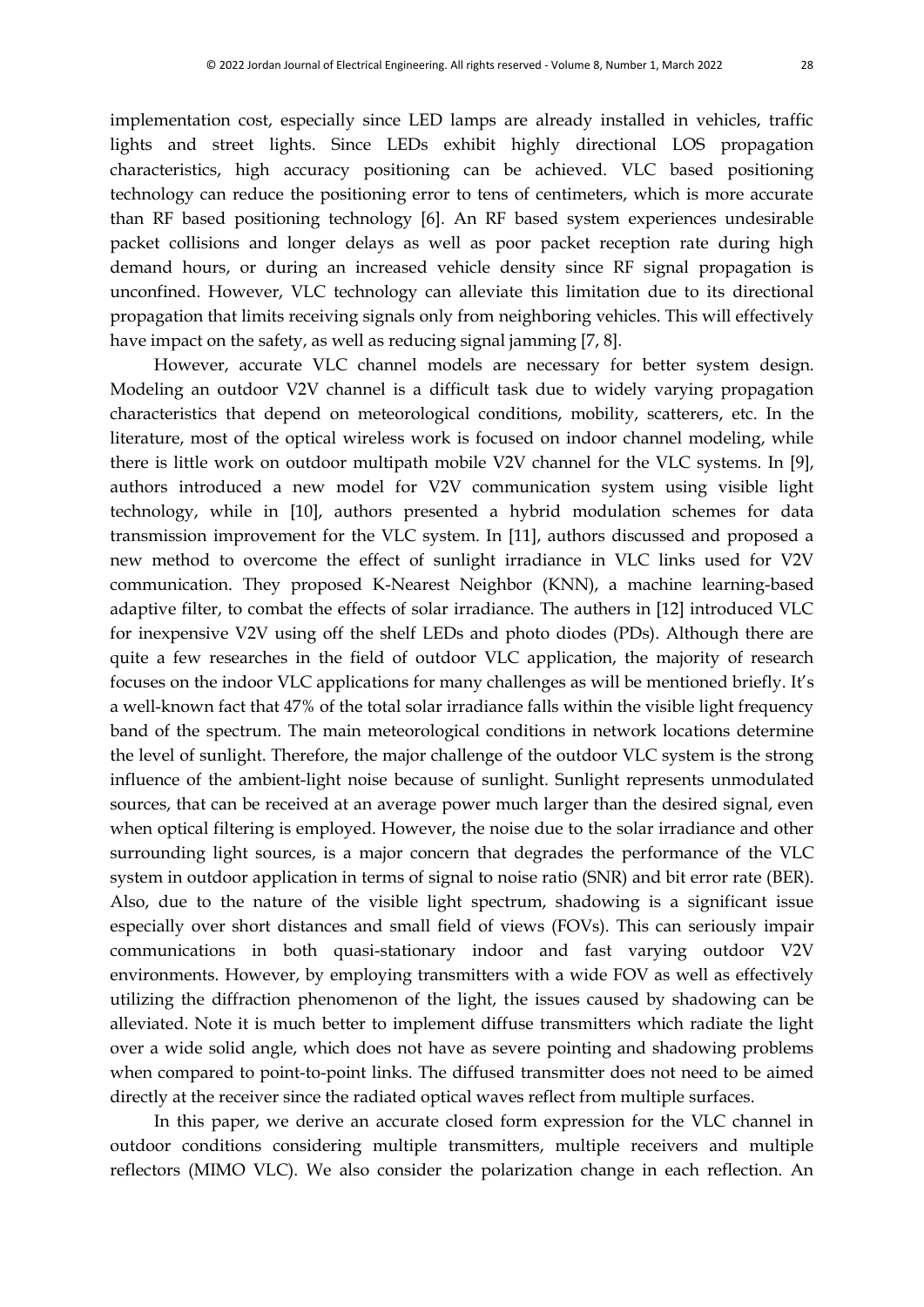implementation cost, especially since LED lamps are already installed in vehicles, traffic lights and street lights. Since LEDs exhibit highly directional LOS propagation characteristics, high accuracy positioning can be achieved. VLC based positioning technology can reduce the positioning error to tens of centimeters, which is more accurate than RF based positioning technology [6]. An RF based system experiences undesirable packet collisions and longer delays as well as poor packet reception rate during high demand hours, or during an increased vehicle density since RF signal propagation is unconfined. However, VLC technology can alleviate this limitation due to its directional propagation that limits receiving signals only from neighboring vehicles. This will effectively have impact on the safety, as well as reducing signal jamming [7, 8].

However, accurate VLC channel models are necessary for better system design. Modeling an outdoor V2V channel is a difficult task due to widely varying propagation characteristics that depend on meteorological conditions, mobility, scatterers, etc. In the literature, most of the optical wireless work is focused on indoor channel modeling, while there is little work on outdoor multipath mobile V2V channel for the VLC systems. In [9], authors introduced a new model for V2V communication system using visible light technology, while in [10], authors presented a hybrid modulation schemes for data transmission improvement for the VLC system. In [11], authors discussed and proposed a new method to overcome the effect of sunlight irradiance in VLC links used for V2V communication. They proposed K-Nearest Neighbor (KNN), a machine learning-based adaptive filter, to combat the effects of solar irradiance. The authers in [12] introduced VLC for inexpensive V2V using off the shelf LEDs and photo diodes (PDs). Although there are quite a few researches in the field of outdoor VLC application, the majority of research focuses on the indoor VLC applications for many challenges as will be mentioned briefly. It's a well-known fact that 47% of the total solar irradiance falls within the visible light frequency band of the spectrum. The main meteorological conditions in network locations determine the level of sunlight. Therefore, the major challenge of the outdoor VLC system is the strong influence of the ambient-light noise because of sunlight. Sunlight represents unmodulated sources, that can be received at an average power much larger than the desired signal, even when optical filtering is employed. However, the noise due to the solar irradiance and other surrounding light sources, is a major concern that degrades the performance of the VLC system in outdoor application in terms of signal to noise ratio (SNR) and bit error rate (BER). Also, due to the nature of the visible light spectrum, shadowing is a significant issue especially over short distances and small field of views (FOVs). This can seriously impair communications in both quasi-stationary indoor and fast varying outdoor V2V environments. However, by employing transmitters with a wide FOV as well as effectively utilizing the diffraction phenomenon of the light, the issues caused by shadowing can be alleviated. Note it is much better to implement diffuse transmitters which radiate the light over a wide solid angle, which does not have as severe pointing and shadowing problems when compared to point-to-point links. The diffused transmitter does not need to be aimed directly at the receiver since the radiated optical waves reflect from multiple surfaces.

In this paper, we derive an accurate closed form expression for the VLC channel in outdoor conditions considering multiple transmitters, multiple receivers and multiple reflectors (MIMO VLC). We also consider the polarization change in each reflection. An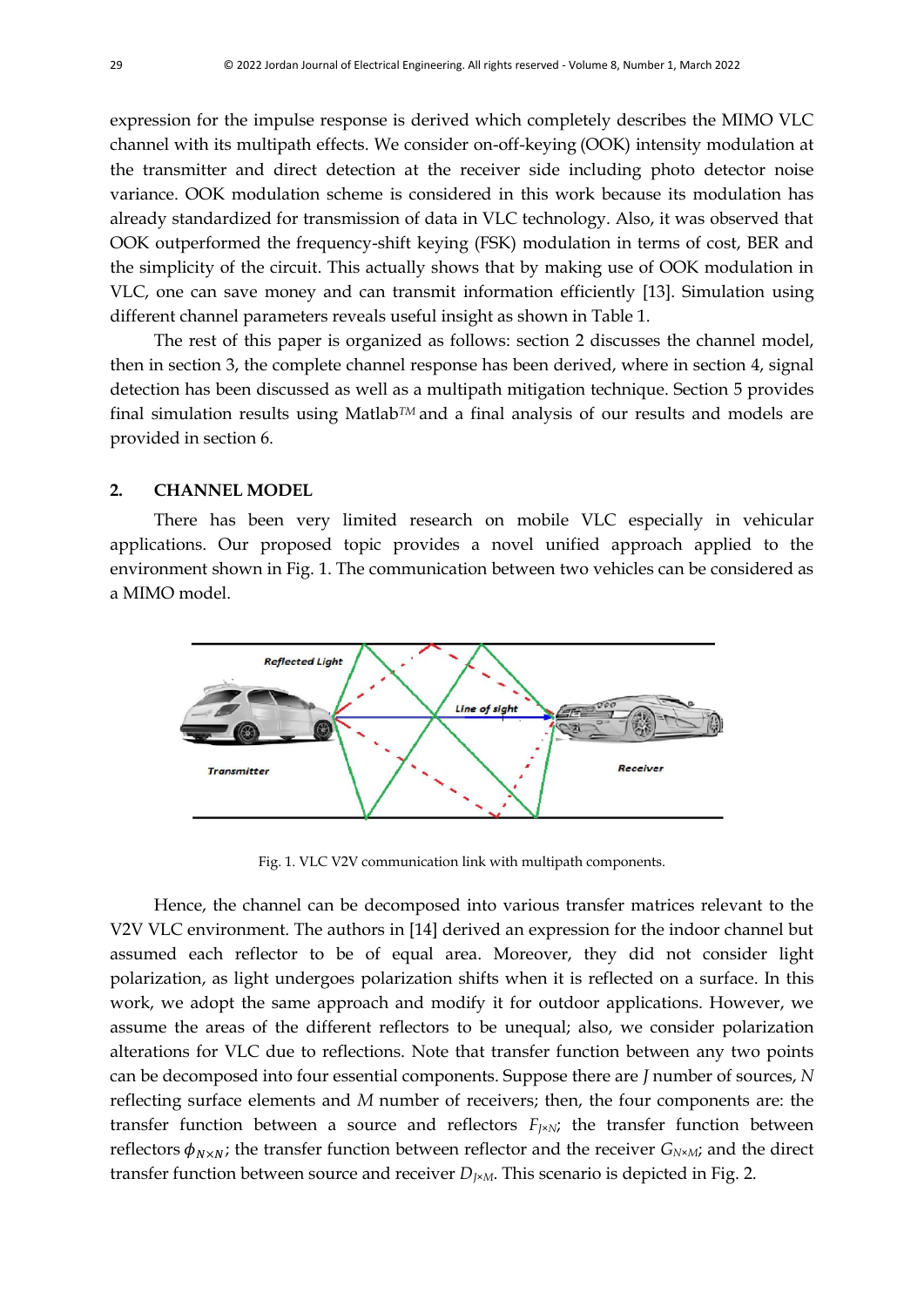expression for the impulse response is derived which completely describes the MIMO VLC channel with its multipath effects. We consider on-off-keying (OOK) intensity modulation at the transmitter and direct detection at the receiver side including photo detector noise variance. OOK modulation scheme is considered in this work because its modulation has already standardized for transmission of data in VLC technology. Also, it was observed that OOK outperformed the frequency-shift keying (FSK) modulation in terms of cost, BER and the simplicity of the circuit. This actually shows that by making use of OOK modulation in VLC, one can save money and can transmit information efficiently [13]. Simulation using different channel parameters reveals useful insight as shown in Table 1.

The rest of this paper is organized as follows: section 2 discusses the channel model, then in section 3, the complete channel response has been derived, where in section 4, signal detection has been discussed as well as a multipath mitigation technique. Section 5 provides final simulation results using Matlab*TM* and a final analysis of our results and models are provided in section 6.

## 2. CHANNEL MODEL

There has been very limited research on mobile VLC especially in vehicular applications. Our proposed topic provides a novel unified approach applied to the environment shown in Fig. 1. The communication between two vehicles can be considered as a MIMO model.

Fig. 1. VLC V2V communication link with multipath components.

Hence, the channel can be decomposed into various transfer matrices relevant to the V2V VLC environment. The authors in [14] derived an expression for the indoor channel but assumed each reflector to be of equal area. Moreover, they did not consider light polarization, as light undergoes polarization shifts when it is reflected on a surface. In this work, we adopt the same approach and modify it for outdoor applications. However, we assume the areas of the different reflectors to be unequal; also, we consider polarization alterations for VLC due to reflections. Note that transfer function between any two points can be decomposed into four essential components. Suppose there are $J$ number of sources, $N$ reflecting surface elements and $M$ number of receivers; then, the four components are: the transfer function between a source and reflectors $F_{J\times N}$; the transfer function between reflectors $\phi_{N\times N}$; the transfer function between reflector and the receiver $G_{N\times M}$; and the direct transfer function between source and receiver $D_{J\times M}$. This scenario is depicted in Fig. 2.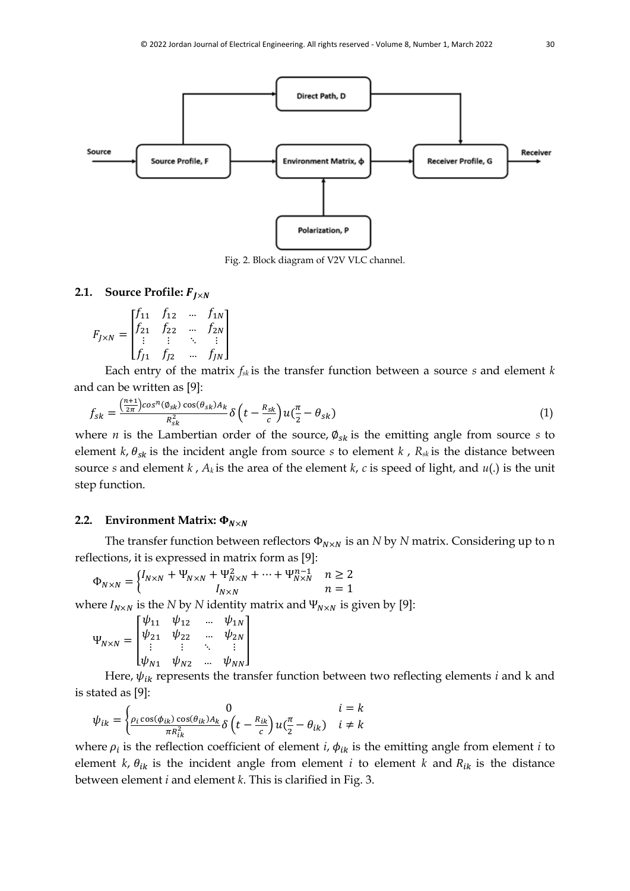Fig. 2. Block diagram of V2V VLC channel.

### 2.1. Source Profile: $F_{J\times N}$

$$F_{J\times N} = \begin{bmatrix} f_{11} & f_{12} & \cdots & f_{1N} \\ f_{21} & f_{22} & \cdots & f_{2N} \\ \vdots & \vdots & \ddots & \vdots \\ f_{J1} & f_{J2} & \cdots & f_{JN} \end{bmatrix}$$

Each entry of the matrix $f_{sk}$ is the transfer function between a source $s$ and element $k$ and can be written as [9]:

$$f_{sk} = \frac{\left(\frac{n+1}{2\pi}\right)cos^{n}(\emptyset_{sk})\cos(\theta_{sk})A_k}{R_{sk}^2}\delta\left(t - \frac{R_{sk}}{c}\right)u\left(\frac{\pi}{2} - \theta_{sk}\right) \tag{1}$$

where $n$ is the Lambertian order of the source, $\emptyset_{sk}$ is the emitting angle from source $s$ to element $k$, $\theta_{sk}$ is the incident angle from source $s$ to element $k$ , $R_{sk}$ is the distance between source $s$ and element $k$ , $A_k$ is the area of the element $k$, $c$ is speed of light, and $u(.)$ is the unit step function.

### 2.2. Environment Matrix: $\Phi_{N\times N}$

The transfer function between reflectors $\Phi_{N\times N}$ is an $N$ by $N$ matrix. Considering up to n reflections, it is expressed in matrix form as [9]:

$$\Phi_{N\times N} = \begin{cases} I_{N\times N} + \Psi_{N\times N} + \Psi_{N\times N}^2 + \cdots + \Psi_{N\times N}^{n-1} & n \geq 2 \\ I_{N\times N} & n = 1 \end{cases}$$

where $I_{N\times N}$ is the $N$ by $N$ identity matrix and $\Psi_{N\times N}$ is given by [9]:

$$\Psi_{N\times N} = \begin{bmatrix} \psi_{11} & \psi_{12} & \cdots & \psi_{1N} \\ \psi_{21} & \psi_{22} & \cdots & \psi_{2N} \\ \vdots & \vdots & \ddots & \vdots \\ \psi_{N1} & \psi_{N2} & \cdots & \psi_{NN} \end{bmatrix}$$

Here, $\psi_{ik}$ represents the transfer function between two reflecting elements $i$ and k and is stated as [9]:

$$\psi_{ik} = \begin{cases} 0 & i = k \\ \frac{\rho_i \cos(\phi_{ik})\cos(\theta_{ik})A_k}{\pi R_{ik}^2}\delta\left(t - \frac{R_{ik}}{c}\right)u\left(\frac{\pi}{2} - \theta_{ik}\right) & i \neq k \end{cases}$$

where $\rho_i$ is the reflection coefficient of element $i$, $\phi_{ik}$ is the emitting angle from element $i$ to element $k$, $\theta_{ik}$ is the incident angle from element $i$ to element $k$ and $R_{ik}$ is the distance between element $i$ and element $k$. This is clarified in Fig. 3.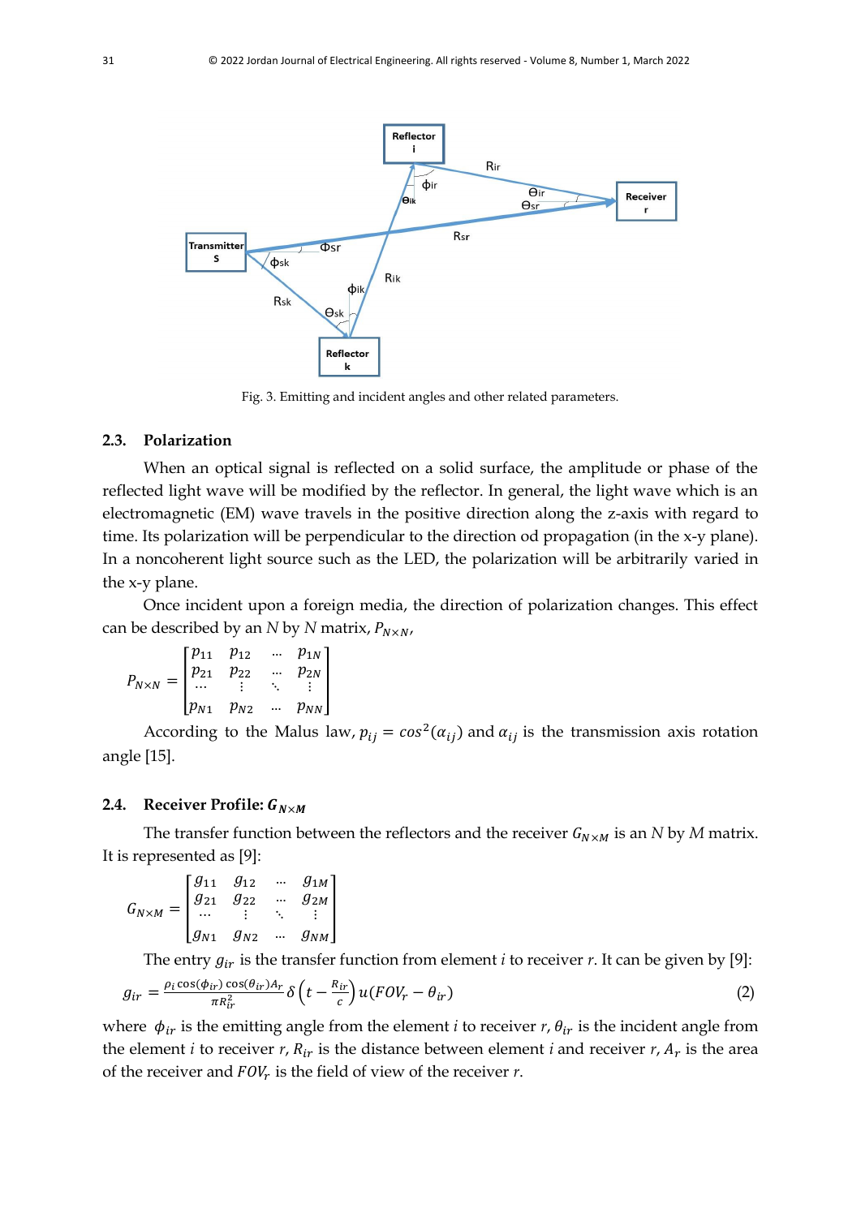Fig. 3. Emitting and incident angles and other related parameters.

### 2.3. Polarization

When an optical signal is reflected on a solid surface, the amplitude or phase of the reflected light wave will be modified by the reflector. In general, the light wave which is an electromagnetic (EM) wave travels in the positive direction along the z-axis with regard to time. Its polarization will be perpendicular to the direction od propagation (in the x-y plane). In a noncoherent light source such as the LED, the polarization will be arbitrarily varied in the x-y plane.

Once incident upon a foreign media, the direction of polarization changes. This effect can be described by an $N$ by $N$ matrix, $P_{N \times N}$,

$$P_{N \times N} = \begin{bmatrix} p_{11} & p_{12} & \cdots & p_{1N} \\ p_{21} & p_{22} & \cdots & p_{2N} \\ \cdots & \vdots & \ddots & \vdots \\ p_{N1} & p_{N2} & \cdots & p_{NN} \end{bmatrix}$$

According to the Malus law, $p_{ij} = cos^2(\alpha_{ij})$ and $\alpha_{ij}$ is the transmission axis rotation angle [15].

### 2.4. Receiver Profile: $G_{N \times M}$

The transfer function between the reflectors and the receiver $G_{N \times M}$ is an $N$ by $M$ matrix. It is represented as [9]:

$$G_{N \times M} = \begin{bmatrix} g_{11} & g_{12} & \cdots & g_{1M} \\ g_{21} & g_{22} & \cdots & g_{2M} \\ \cdots & \vdots & \ddots & \vdots \\ g_{N1} & g_{N2} & \cdots & g_{NM} \end{bmatrix}$$

The entry $g_{ir}$ is the transfer function from element $i$ to receiver $r$. It can be given by [9]:

$$g_{ir} = \frac{\rho_i \cos(\phi_{ir}) \cos(\theta_{ir}) A_r}{\pi R_{ir}^2} \delta\left(t - \frac{R_{ir}}{c}\right) u(FOV_r - \theta_{ir}) \tag{2}$$

where $\phi_{ir}$ is the emitting angle from the element $i$ to receiver $r$, $\theta_{ir}$ is the incident angle from the element $i$ to receiver $r$, $R_{ir}$ is the distance between element $i$ and receiver $r$, $A_r$ is the area of the receiver and $FOV_r$ is the field of view of the receiver $r$.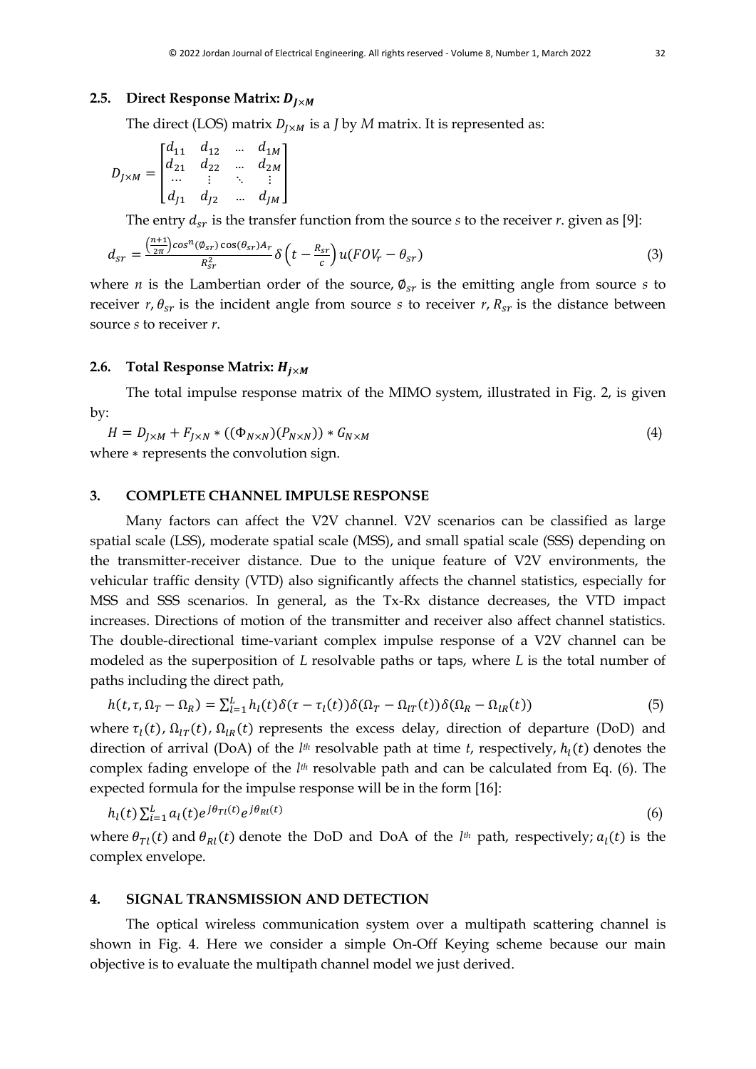### 2.5. Direct Response Matrix: $D_{J\times M}$

The direct (LOS) matrix $D_{J\times M}$ is a *J* by *M* matrix. It is represented as:

$$D_{J\times M} = \begin{bmatrix} d_{11} & d_{12} & \dots & d_{1M} \\ d_{21} & d_{22} & \dots & d_{2M} \\ \cdots & \vdots & \ddots & \vdots \\ d_{J1} & d_{J2} & \dots & d_{JM} \end{bmatrix}$$

The entry $d_{sr}$ is the transfer function from the source *s* to the receiver *r*. given as [9]:

$$d_{sr} = \frac{\left(\frac{n+1}{2\pi}\right)cos^{n}(\emptyset_{sr})\cos(\theta_{sr})A_r}{R_{sr}^2}\delta\left(t - \frac{R_{sr}}{c}\right)u(FOV_r - \theta_{sr}) \tag{3}$$

where *n* is the Lambertian order of the source, $\emptyset_{sr}$ is the emitting angle from source *s* to receiver *r*, $\theta_{sr}$ is the incident angle from source *s* to receiver *r*, $R_{sr}$ is the distance between source *s* to receiver *r*.

### 2.6. Total Response Matrix: $H_{j\times M}$

The total impulse response matrix of the MIMO system, illustrated in Fig. 2, is given by:

$$H = D_{J\times M} + F_{J\times N} * ((\Phi_{N\times N})(P_{N\times N})) * G_{N\times M} \tag{4}$$

where $*$ represents the convolution sign.

## 3. COMPLETE CHANNEL IMPULSE RESPONSE

Many factors can affect the V2V channel. V2V scenarios can be classified as large spatial scale (LSS), moderate spatial scale (MSS), and small spatial scale (SSS) depending on the transmitter-receiver distance. Due to the unique feature of V2V environments, the vehicular traffic density (VTD) also significantly affects the channel statistics, especially for MSS and SSS scenarios. In general, as the Tx-Rx distance decreases, the VTD impact increases. Directions of motion of the transmitter and receiver also affect channel statistics. The double-directional time-variant complex impulse response of a V2V channel can be modeled as the superposition of *L* resolvable paths or taps, where *L* is the total number of paths including the direct path,

$$h(t, \tau, \Omega_T - \Omega_R) = \sum_{l=1}^{L} h_l(t)\delta(\tau - \tau_l(t))\delta(\Omega_T - \Omega_{lT}(t))\delta(\Omega_R - \Omega_{lR}(t)) \tag{5}$$

where $\tau_l(t)$, $\Omega_{lT}(t)$, $\Omega_{lR}(t)$ represents the excess delay, direction of departure (DoD) and direction of arrival (DoA) of the $l^{th}$ resolvable path at time *t*, respectively, $h_l(t)$ denotes the complex fading envelope of the $l^{th}$ resolvable path and can be calculated from Eq. (6). The expected formula for the impulse response will be in the form [16]:

$$h_l(t)\sum_{i=1}^{L} a_l(t)e^{j\theta_{Tl}(t)}e^{j\theta_{Rl}(t)} \tag{6}$$

where $\theta_{Tl}(t)$ and $\theta_{Rl}(t)$ denote the DoD and DoA of the $l^{th}$ path, respectively; $a_l(t)$ is the complex envelope.

## 4. SIGNAL TRANSMISSION AND DETECTION

The optical wireless communication system over a multipath scattering channel is shown in Fig. 4. Here we consider a simple On-Off Keying scheme because our main objective is to evaluate the multipath channel model we just derived.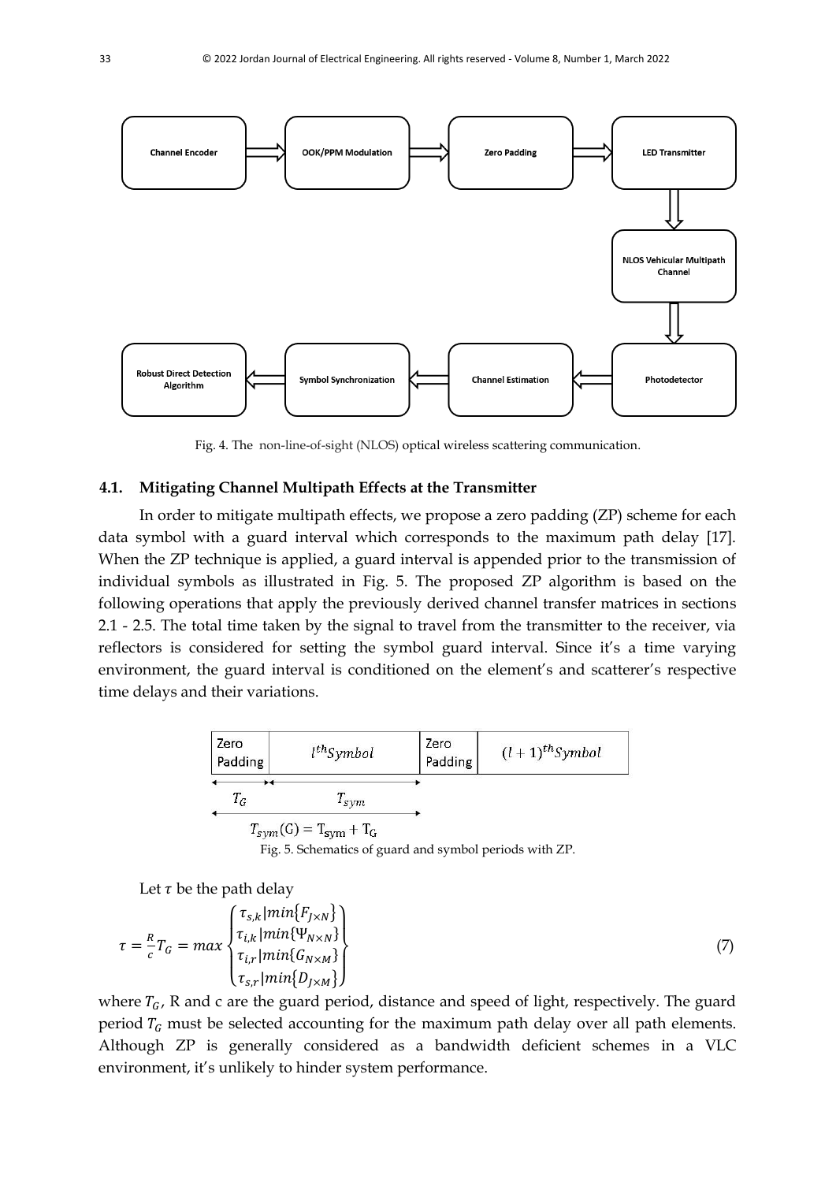Fig. 4. The non-line-of-sight (NLOS) optical wireless scattering communication.

### 4.1. Mitigating Channel Multipath Effects at the Transmitter

In order to mitigate multipath effects, we propose a zero padding (ZP) scheme for each data symbol with a guard interval which corresponds to the maximum path delay [17]. When the ZP technique is applied, a guard interval is appended prior to the transmission of individual symbols as illustrated in Fig. 5. The proposed ZP algorithm is based on the following operations that apply the previously derived channel transfer matrices in sections 2.1 - 2.5. The total time taken by the signal to travel from the transmitter to the receiver, via reflectors is considered for setting the symbol guard interval. Since it's a time varying environment, the guard interval is conditioned on the element's and scatterer's respective time delays and their variations.

| Zero Padding | $l^{th} Symbol$ | Zero Padding | $(l+1)^{th} Symbol$ |
|---|---|---|---|

$T_G$ $\quad T_{sym}$

$T_{sym}(G) = T_{sym} + T_G$

Fig. 5. Schematics of guard and symbol periods with ZP.

Let $\tau$ be the path delay

$$\tau = \frac{R}{c} T_G = max \begin{Bmatrix} \tau_{s,k} | min\{F_{J \times N}\} \\ \tau_{i,k} | min\{\Psi_{N \times N}\} \\ \tau_{i,r} | min\{G_{N \times M}\} \\ \tau_{s,r} | min\{D_{J \times M}\} \end{Bmatrix} \tag{7}$$

where $T_G$, R and c are the guard period, distance and speed of light, respectively. The guard period $T_G$ must be selected accounting for the maximum path delay over all path elements. Although ZP is generally considered as a bandwidth deficient schemes in a VLC environment, it's unlikely to hinder system performance.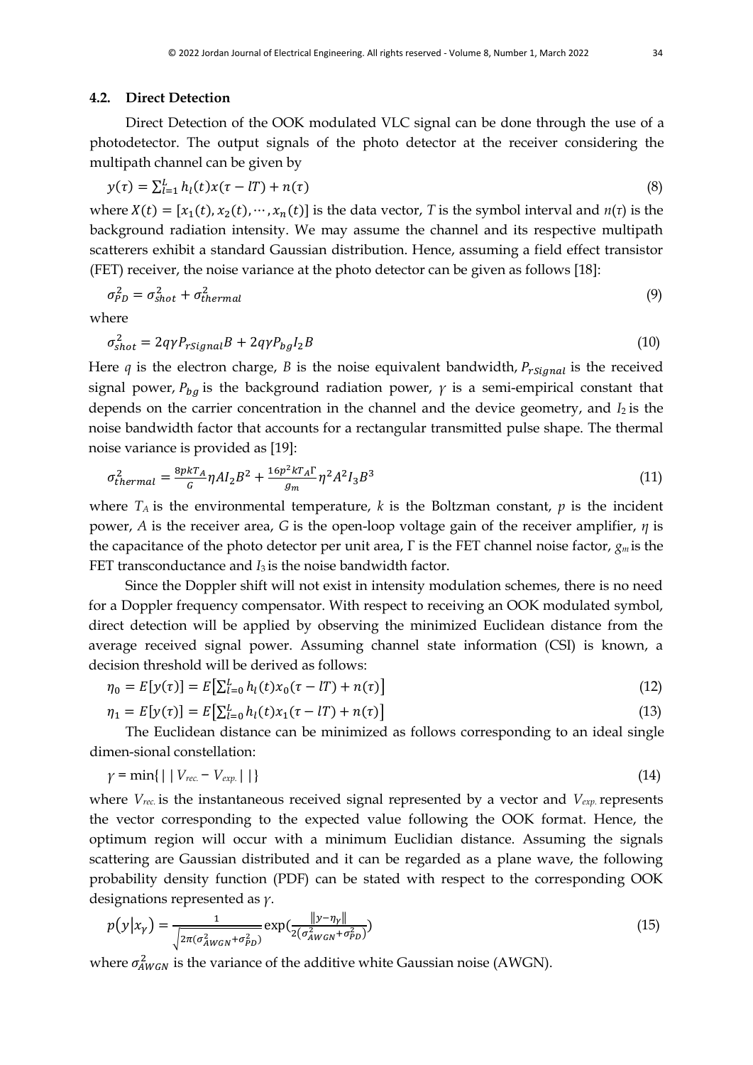### 4.2. Direct Detection

Direct Detection of the OOK modulated VLC signal can be done through the use of a photodetector. The output signals of the photo detector at the receiver considering the multipath channel can be given by

$$y(\tau) = \sum_{l=1}^{L} h_l(t)x(\tau - lT) + n(\tau) \tag{8}$$

where $X(t) = [x_1(t), x_2(t), \cdots, x_n(t)]$ is the data vector, $T$ is the symbol interval and $n(\tau)$ is the background radiation intensity. We may assume the channel and its respective multipath scatterers exhibit a standard Gaussian distribution. Hence, assuming a field effect transistor (FET) receiver, the noise variance at the photo detector can be given as follows [18]:

$$\sigma_{PD}^2 = \sigma_{shot}^2 + \sigma_{thermal}^2 \tag{9}$$

where

$$\sigma_{shot}^2 = 2q\gamma P_{rSignal}B + 2q\gamma P_{bg}I_2 B \tag{10}$$

Here $q$ is the electron charge, $B$ is the noise equivalent bandwidth, $P_{rSignal}$ is the received signal power, $P_{bg}$ is the background radiation power, $\gamma$ is a semi-empirical constant that depends on the carrier concentration in the channel and the device geometry, and $I_2$ is the noise bandwidth factor that accounts for a rectangular transmitted pulse shape. The thermal noise variance is provided as [19]:

$$\sigma_{thermal}^2 = \frac{8pkT_A}{G}\eta A I_2 B^2 + \frac{16p^2 kT_A \Gamma}{g_m}\eta^2 A^2 I_3 B^3 \tag{11}$$

where $T_A$ is the environmental temperature, $k$ is the Boltzman constant, $p$ is the incident power, $A$ is the receiver area, $G$ is the open-loop voltage gain of the receiver amplifier, $\eta$ is the capacitance of the photo detector per unit area, $\Gamma$ is the FET channel noise factor, $g_m$ is the FET transconductance and $I_3$ is the noise bandwidth factor.

Since the Doppler shift will not exist in intensity modulation schemes, there is no need for a Doppler frequency compensator. With respect to receiving an OOK modulated symbol, direct detection will be applied by observing the minimized Euclidean distance from the average received signal power. Assuming channel state information (CSI) is known, a decision threshold will be derived as follows:

$$\eta_0 = E[y(\tau)] = E\left[\sum_{l=0}^{L} h_l(t)x_0(\tau - lT) + n(\tau)\right] \tag{12}$$

$$\eta_1 = E[y(\tau)] = E\left[\sum_{l=0}^{L} h_l(t)x_1(\tau - lT) + n(\tau)\right] \tag{13}$$

The Euclidean distance can be minimized as follows corresponding to an ideal single dimen-sional constellation:

$$\gamma = \min\{\,|\,|V_{rec.} - V_{exp.}|\,|\,\} \tag{14}$$

where $V_{rec.}$ is the instantaneous received signal represented by a vector and $V_{exp.}$ represents the vector corresponding to the expected value following the OOK format. Hence, the optimum region will occur with a minimum Euclidian distance. Assuming the signals scattering are Gaussian distributed and it can be regarded as a plane wave, the following probability density function (PDF) can be stated with respect to the corresponding OOK designations represented as $\gamma$.

$$p(y|x_\gamma) = \frac{1}{\sqrt{2\pi(\sigma_{AWGN}^2 + \sigma_{PD}^2)}} \exp\left(\frac{\|y - \eta_\gamma\|}{2(\sigma_{AWGN}^2 + \sigma_{PD}^2)}\right) \tag{15}$$

where $\sigma_{AWGN}^2$ is the variance of the additive white Gaussian noise (AWGN).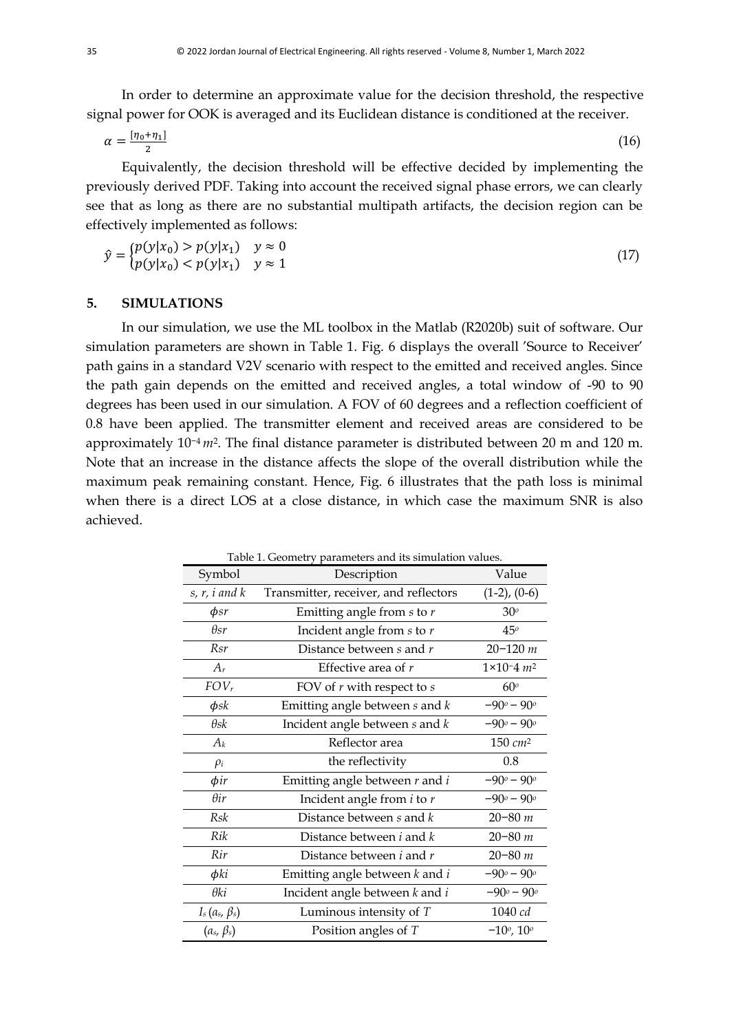In order to determine an approximate value for the decision threshold, the respective signal power for OOK is averaged and its Euclidean distance is conditioned at the receiver.

$$\alpha = \frac{[\eta_0 + \eta_1]}{2} \tag{16}$$

Equivalently, the decision threshold will be effective decided by implementing the previously derived PDF. Taking into account the received signal phase errors, we can clearly see that as long as there are no substantial multipath artifacts, the decision region can be effectively implemented as follows:

$$\hat{y} = \begin{cases} p(y|x_0) > p(y|x_1) & y \approx 0 \\ p(y|x_0) < p(y|x_1) & y \approx 1 \end{cases} \tag{17}$$

## 5. SIMULATIONS

In our simulation, we use the ML toolbox in the Matlab (R2020b) suit of software. Our simulation parameters are shown in Table 1. Fig. 6 displays the overall 'Source to Receiver' path gains in a standard V2V scenario with respect to the emitted and received angles. Since the path gain depends on the emitted and received angles, a total window of -90 to 90 degrees has been used in our simulation. A FOV of 60 degrees and a reflection coefficient of 0.8 have been applied. The transmitter element and received areas are considered to be approximately $10^{-4}\,m^2$. The final distance parameter is distributed between 20 m and 120 m. Note that an increase in the distance affects the slope of the overall distribution while the maximum peak remaining constant. Hence, Fig. 6 illustrates that the path loss is minimal when there is a direct LOS at a close distance, in which case the maximum SNR is also achieved.

Table 1. Geometry parameters and its simulation values.

| Symbol | Description | Value |
|---|---|---|
| *s, r, i and k* | Transmitter, receiver, and reflectors | (1-2), (0-6) |
| $\phi sr$ | Emitting angle from *s* to *r* | $30^o$ |
| $\theta sr$ | Incident angle from *s* to *r* | $45^o$ |
| $Rsr$ | Distance between *s* and *r* | $20-120\ m$ |
| $A_r$ | Effective area of *r* | $1\times10^{-4}\ m^2$ |
| $FOV_r$ | FOV of *r* with respect to *s* | $60^o$ |
| $\phi sk$ | Emitting angle between *s* and *k* | $-90^o - 90^o$ |
| $\theta sk$ | Incident angle between *s* and *k* | $-90^o - 90^o$ |
| $A_k$ | Reflector area | $150\ cm^2$ |
| $\rho_i$ | the reflectivity | 0.8 |
| $\phi ir$ | Emitting angle between *r* and *i* | $-90^o - 90^o$ |
| $\theta ir$ | Incident angle from *i* to *r* | $-90^o - 90^o$ |
| $Rsk$ | Distance between *s* and *k* | $20-80\ m$ |
| $Rik$ | Distance between *i* and *k* | $20-80\ m$ |
| $Rir$ | Distance between *i* and *r* | $20-80\ m$ |
| $\phi ki$ | Emitting angle between *k* and *i* | $-90^o - 90^o$ |
| $\theta ki$ | Incident angle between *k* and *i* | $-90^o - 90^o$ |
| $I_s\,(a_s, \beta_s)$ | Luminous intensity of *T* | $1040\ cd$ |
| $(a_s, \beta_s)$ | Position angles of *T* | $-10^o, 10^o$ |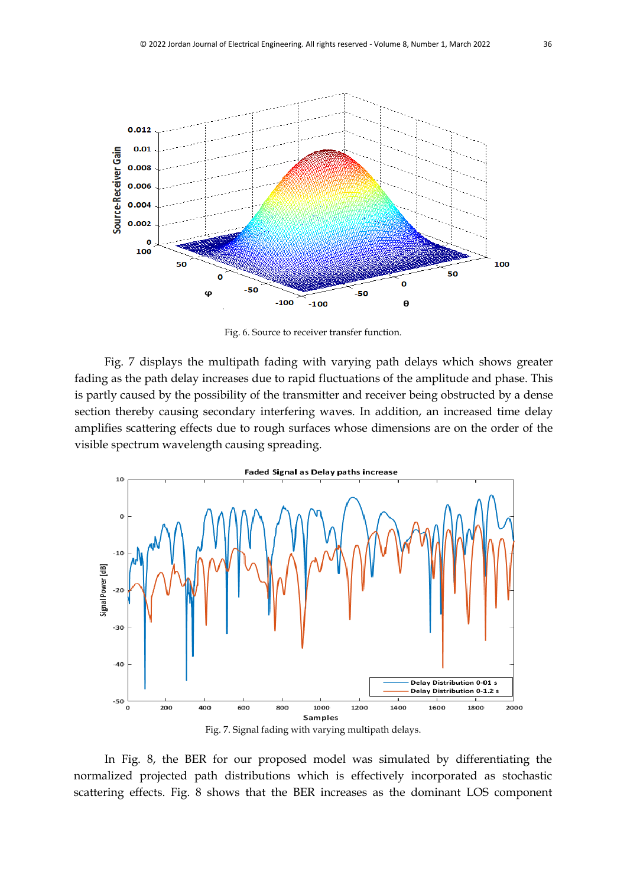Fig. 6. Source to receiver transfer function.

Fig. 7 displays the multipath fading with varying path delays which shows greater fading as the path delay increases due to rapid fluctuations of the amplitude and phase. This is partly caused by the possibility of the transmitter and receiver being obstructed by a dense section thereby causing secondary interfering waves. In addition, an increased time delay amplifies scattering effects due to rough surfaces whose dimensions are on the order of the visible spectrum wavelength causing spreading.

Fig. 7. Signal fading with varying multipath delays.

In Fig. 8, the BER for our proposed model was simulated by differentiating the normalized projected path distributions which is effectively incorporated as stochastic scattering effects. Fig. 8 shows that the BER increases as the dominant LOS component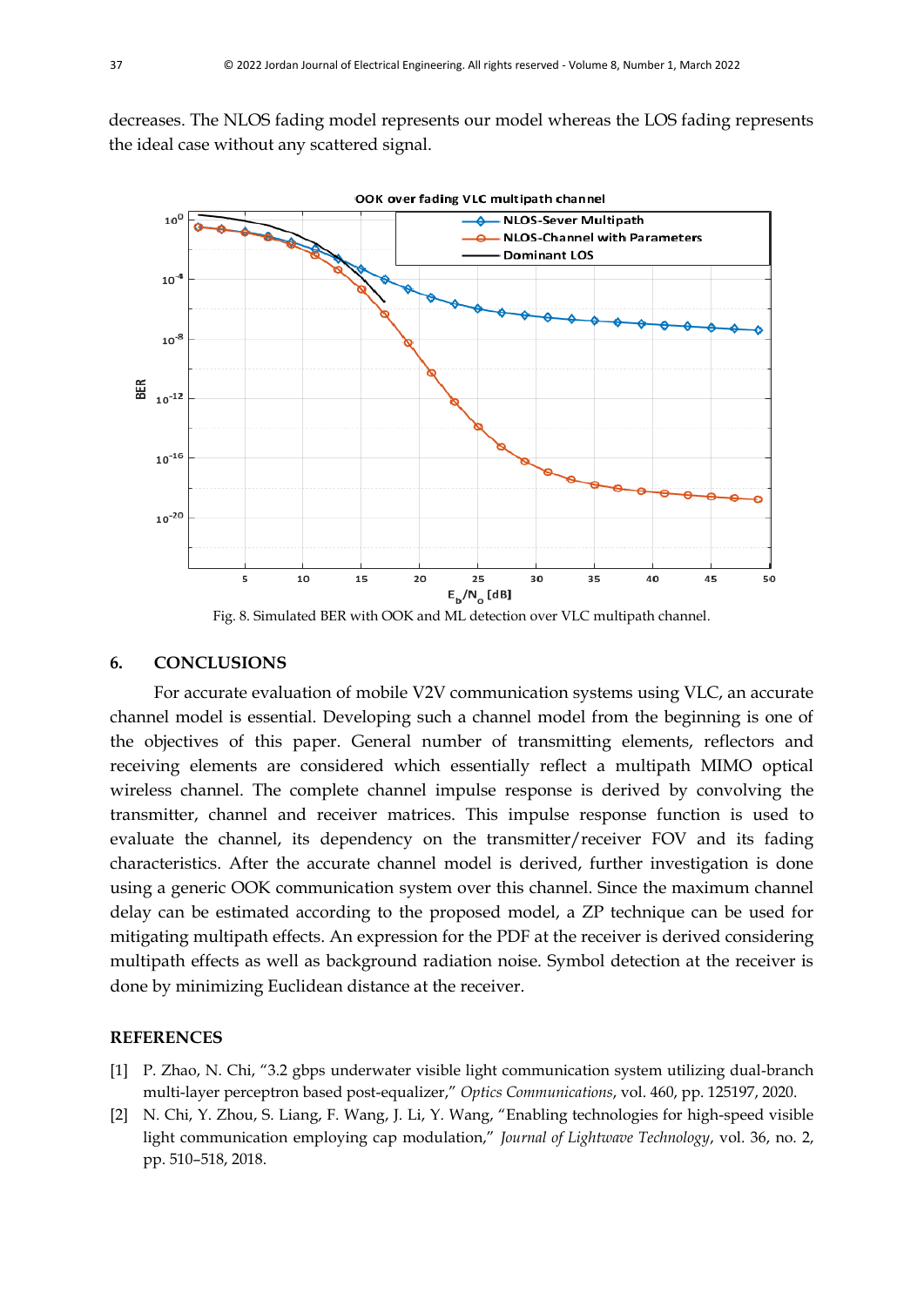decreases. The NLOS fading model represents our model whereas the LOS fading represents the ideal case without any scattered signal.

Fig. 8. Simulated BER with OOK and ML detection over VLC multipath channel.

## 6. CONCLUSIONS

For accurate evaluation of mobile V2V communication systems using VLC, an accurate channel model is essential. Developing such a channel model from the beginning is one of the objectives of this paper. General number of transmitting elements, reflectors and receiving elements are considered which essentially reflect a multipath MIMO optical wireless channel. The complete channel impulse response is derived by convolving the transmitter, channel and receiver matrices. This impulse response function is used to evaluate the channel, its dependency on the transmitter/receiver FOV and its fading characteristics. After the accurate channel model is derived, further investigation is done using a generic OOK communication system over this channel. Since the maximum channel delay can be estimated according to the proposed model, a ZP technique can be used for mitigating multipath effects. An expression for the PDF at the receiver is derived considering multipath effects as well as background radiation noise. Symbol detection at the receiver is done by minimizing Euclidean distance at the receiver.

## REFERENCES

[1] P. Zhao, N. Chi, "3.2 gbps underwater visible light communication system utilizing dual-branch multi-layer perceptron based post-equalizer," *Optics Communications*, vol. 460, pp. 125197, 2020.

[2] N. Chi, Y. Zhou, S. Liang, F. Wang, J. Li, Y. Wang, "Enabling technologies for high-speed visible light communication employing cap modulation," *Journal of Lightwave Technology*, vol. 36, no. 2, pp. 510–518, 2018.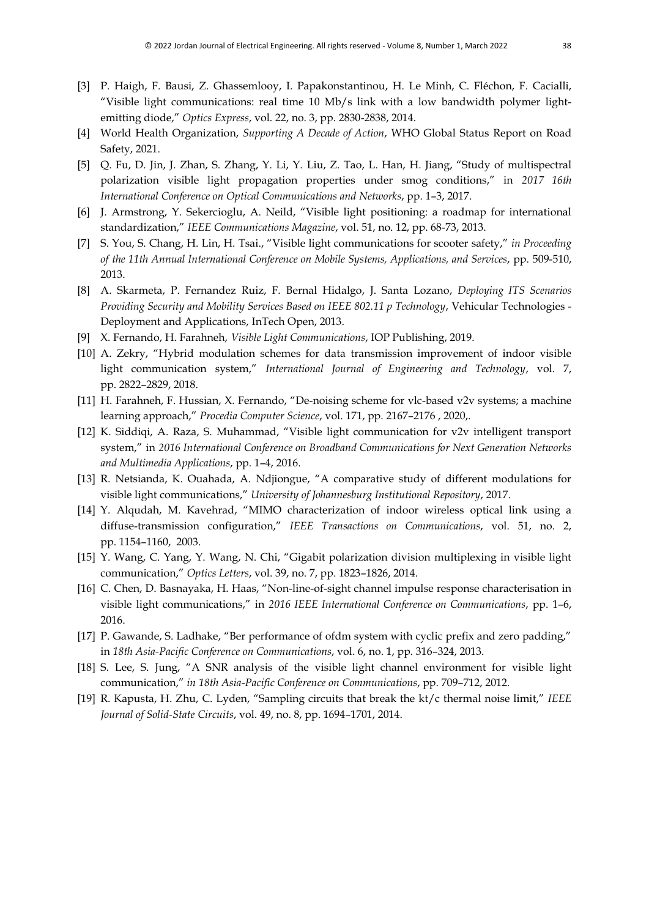[3] P. Haigh, F. Bausi, Z. Ghassemlooy, I. Papakonstantinou, H. Le Minh, C. Fléchon, F. Cacialli, "Visible light communications: real time 10 Mb/s link with a low bandwidth polymer light-emitting diode," *Optics Express*, vol. 22, no. 3, pp. 2830-2838, 2014.

[4] World Health Organization, *Supporting A Decade of Action*, WHO Global Status Report on Road Safety, 2021.

[5] Q. Fu, D. Jin, J. Zhan, S. Zhang, Y. Li, Y. Liu, Z. Tao, L. Han, H. Jiang, "Study of multispectral polarization visible light propagation properties under smog conditions," in *2017 16th International Conference on Optical Communications and Networks*, pp. 1–3, 2017.

[6] J. Armstrong, Y. Sekercioglu, A. Neild, "Visible light positioning: a roadmap for international standardization," *IEEE Communications Magazine*, vol. 51, no. 12, pp. 68-73, 2013.

[7] S. You, S. Chang, H. Lin, H. Tsai., "Visible light communications for scooter safety," *in Proceeding of the 11th Annual International Conference on Mobile Systems, Applications, and Services*, pp. 509-510, 2013.

[8] A. Skarmeta, P. Fernandez Ruiz, F. Bernal Hidalgo, J. Santa Lozano, *Deploying ITS Scenarios Providing Security and Mobility Services Based on IEEE 802.11 p Technology*, Vehicular Technologies - Deployment and Applications, InTech Open, 2013.

[9] X. Fernando, H. Farahneh, *Visible Light Communications*, IOP Publishing, 2019.

[10] A. Zekry, "Hybrid modulation schemes for data transmission improvement of indoor visible light communication system," *International Journal of Engineering and Technology*, vol. 7, pp. 2822–2829, 2018.

[11] H. Farahneh, F. Hussian, X. Fernando, "De-noising scheme for vlc-based v2v systems; a machine learning approach," *Procedia Computer Science*, vol. 171, pp. 2167–2176 , 2020,.

[12] K. Siddiqi, A. Raza, S. Muhammad, "Visible light communication for v2v intelligent transport system," in *2016 International Conference on Broadband Communications for Next Generation Networks and Multimedia Applications*, pp. 1–4, 2016.

[13] R. Netsianda, K. Ouahada, A. Ndjiongue, "A comparative study of different modulations for visible light communications," *University of Johannesburg Institutional Repository*, 2017.

[14] Y. Alqudah, M. Kavehrad, "MIMO characterization of indoor wireless optical link using a diffuse-transmission configuration," *IEEE Transactions on Communications*, vol. 51, no. 2, pp. 1154–1160, 2003.

[15] Y. Wang, C. Yang, Y. Wang, N. Chi, "Gigabit polarization division multiplexing in visible light communication," *Optics Letters*, vol. 39, no. 7, pp. 1823–1826, 2014.

[16] C. Chen, D. Basnayaka, H. Haas, "Non-line-of-sight channel impulse response characterisation in visible light communications," in *2016 IEEE International Conference on Communications*, pp. 1–6, 2016.

[17] P. Gawande, S. Ladhake, "Ber performance of ofdm system with cyclic prefix and zero padding," in *18th Asia-Pacific Conference on Communications*, vol. 6, no. 1, pp. 316–324, 2013.

[18] S. Lee, S. Jung, "A SNR analysis of the visible light channel environment for visible light communication," *in 18th Asia-Pacific Conference on Communications*, pp. 709–712, 2012.

[19] R. Kapusta, H. Zhu, C. Lyden, "Sampling circuits that break the kt/c thermal noise limit," *IEEE Journal of Solid-State Circuits*, vol. 49, no. 8, pp. 1694–1701, 2014.